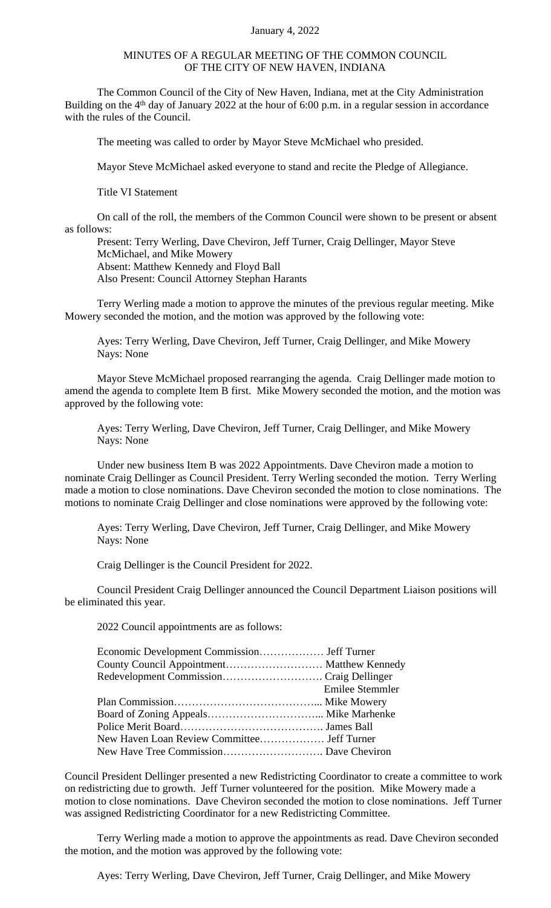January 4, 2022

MINUTES OF A REGULAR MEETING OF THE COMMON COUNCIL
OF THE CITY OF NEW HAVEN, INDIANA

The Common Council of the City of New Haven, Indiana, met at the City Administration Building on the 4th day of January 2022 at the hour of 6:00 p.m. in a regular session in accordance with the rules of the Council.

The meeting was called to order by Mayor Steve McMichael who presided.

Mayor Steve McMichael asked everyone to stand and recite the Pledge of Allegiance.

Title VI Statement

On call of the roll, the members of the Common Council were shown to be present or absent as follows:

Present: Terry Werling, Dave Cheviron, Jeff Turner, Craig Dellinger, Mayor Steve McMichael, and Mike Mowery
Absent: Matthew Kennedy and Floyd Ball
Also Present: Council Attorney Stephan Harants

Terry Werling made a motion to approve the minutes of the previous regular meeting. Mike Mowery seconded the motion, and the motion was approved by the following vote:

Ayes: Terry Werling, Dave Cheviron, Jeff Turner, Craig Dellinger, and Mike Mowery
Nays: None

Mayor Steve McMichael proposed rearranging the agenda. Craig Dellinger made motion to amend the agenda to complete Item B first. Mike Mowery seconded the motion, and the motion was approved by the following vote:

Ayes: Terry Werling, Dave Cheviron, Jeff Turner, Craig Dellinger, and Mike Mowery
Nays: None

Under new business Item B was 2022 Appointments. Dave Cheviron made a motion to nominate Craig Dellinger as Council President. Terry Werling seconded the motion. Terry Werling made a motion to close nominations. Dave Cheviron seconded the motion to close nominations. The motions to nominate Craig Dellinger and close nominations were approved by the following vote:

Ayes: Terry Werling, Dave Cheviron, Jeff Turner, Craig Dellinger, and Mike Mowery
Nays: None

Craig Dellinger is the Council President for 2022.

Council President Craig Dellinger announced the Council Department Liaison positions will be eliminated this year.

2022 Council appointments are as follows:

Economic Development Commission……………… Jeff Turner
County Council Appointment……………………… Matthew Kennedy
Redevelopment Commission………………………. Craig Dellinger
Emilee Stemmler
Plan Commission…………………………………... Mike Mowery
Board of Zoning Appeals…………………………... Mike Marhenke
Police Merit Board…………………………………. James Ball
New Haven Loan Review Committee……………… Jeff Turner
New Have Tree Commission………………………. Dave Cheviron

Council President Dellinger presented a new Redistricting Coordinator to create a committee to work on redistricting due to growth. Jeff Turner volunteered for the position. Mike Mowery made a motion to close nominations. Dave Cheviron seconded the motion to close nominations. Jeff Turner was assigned Redistricting Coordinator for a new Redistricting Committee.

Terry Werling made a motion to approve the appointments as read. Dave Cheviron seconded the motion, and the motion was approved by the following vote:

Ayes: Terry Werling, Dave Cheviron, Jeff Turner, Craig Dellinger, and Mike Mowery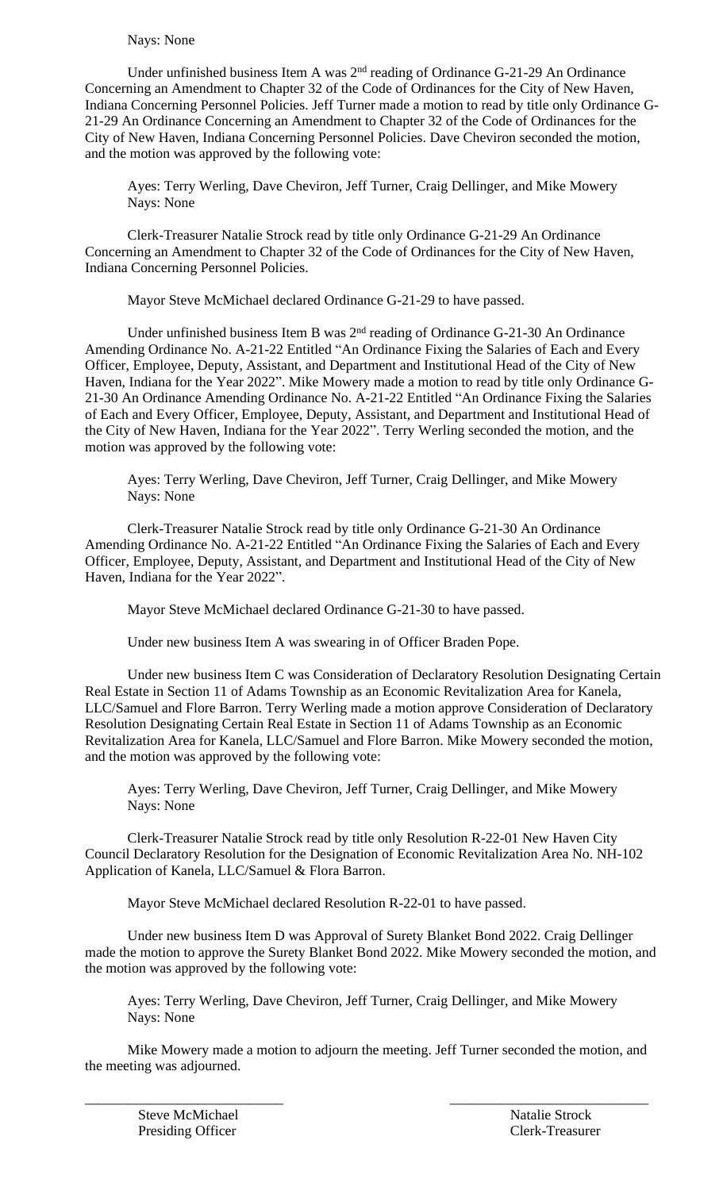Nays: None

Under unfinished business Item A was 2nd reading of Ordinance G-21-29 An Ordinance Concerning an Amendment to Chapter 32 of the Code of Ordinances for the City of New Haven, Indiana Concerning Personnel Policies. Jeff Turner made a motion to read by title only Ordinance G-21-29 An Ordinance Concerning an Amendment to Chapter 32 of the Code of Ordinances for the City of New Haven, Indiana Concerning Personnel Policies. Dave Cheviron seconded the motion, and the motion was approved by the following vote:

Ayes: Terry Werling, Dave Cheviron, Jeff Turner, Craig Dellinger, and Mike Mowery
Nays: None

Clerk-Treasurer Natalie Strock read by title only Ordinance G-21-29 An Ordinance Concerning an Amendment to Chapter 32 of the Code of Ordinances for the City of New Haven, Indiana Concerning Personnel Policies.

Mayor Steve McMichael declared Ordinance G-21-29 to have passed.

Under unfinished business Item B was 2nd reading of Ordinance G-21-30 An Ordinance Amending Ordinance No. A-21-22 Entitled "An Ordinance Fixing the Salaries of Each and Every Officer, Employee, Deputy, Assistant, and Department and Institutional Head of the City of New Haven, Indiana for the Year 2022". Mike Mowery made a motion to read by title only Ordinance G-21-30 An Ordinance Amending Ordinance No. A-21-22 Entitled "An Ordinance Fixing the Salaries of Each and Every Officer, Employee, Deputy, Assistant, and Department and Institutional Head of the City of New Haven, Indiana for the Year 2022". Terry Werling seconded the motion, and the motion was approved by the following vote:

Ayes: Terry Werling, Dave Cheviron, Jeff Turner, Craig Dellinger, and Mike Mowery
Nays: None

Clerk-Treasurer Natalie Strock read by title only Ordinance G-21-30 An Ordinance Amending Ordinance No. A-21-22 Entitled "An Ordinance Fixing the Salaries of Each and Every Officer, Employee, Deputy, Assistant, and Department and Institutional Head of the City of New Haven, Indiana for the Year 2022".

Mayor Steve McMichael declared Ordinance G-21-30 to have passed.

Under new business Item A was swearing in of Officer Braden Pope.

Under new business Item C was Consideration of Declaratory Resolution Designating Certain Real Estate in Section 11 of Adams Township as an Economic Revitalization Area for Kanela, LLC/Samuel and Flore Barron. Terry Werling made a motion approve Consideration of Declaratory Resolution Designating Certain Real Estate in Section 11 of Adams Township as an Economic Revitalization Area for Kanela, LLC/Samuel and Flore Barron. Mike Mowery seconded the motion, and the motion was approved by the following vote:

Ayes: Terry Werling, Dave Cheviron, Jeff Turner, Craig Dellinger, and Mike Mowery
Nays: None

Clerk-Treasurer Natalie Strock read by title only Resolution R-22-01 New Haven City Council Declaratory Resolution for the Designation of Economic Revitalization Area No. NH-102 Application of Kanela, LLC/Samuel & Flora Barron.

Mayor Steve McMichael declared Resolution R-22-01 to have passed.

Under new business Item D was Approval of Surety Blanket Bond 2022. Craig Dellinger made the motion to approve the Surety Blanket Bond 2022. Mike Mowery seconded the motion, and the motion was approved by the following vote:

Ayes: Terry Werling, Dave Cheviron, Jeff Turner, Craig Dellinger, and Mike Mowery
Nays: None

Mike Mowery made a motion to adjourn the meeting. Jeff Turner seconded the motion, and the meeting was adjourned.

\_\_\_\_\_\_\_\_\_\_\_\_\_\_\_\_\_\_\_\_\_\_\_\_\_\_\_\_
Steve McMichael
Presiding Officer

\_\_\_\_\_\_\_\_\_\_\_\_\_\_\_\_\_\_\_\_\_\_\_\_\_\_\_\_
Natalie Strock
Clerk-Treasurer